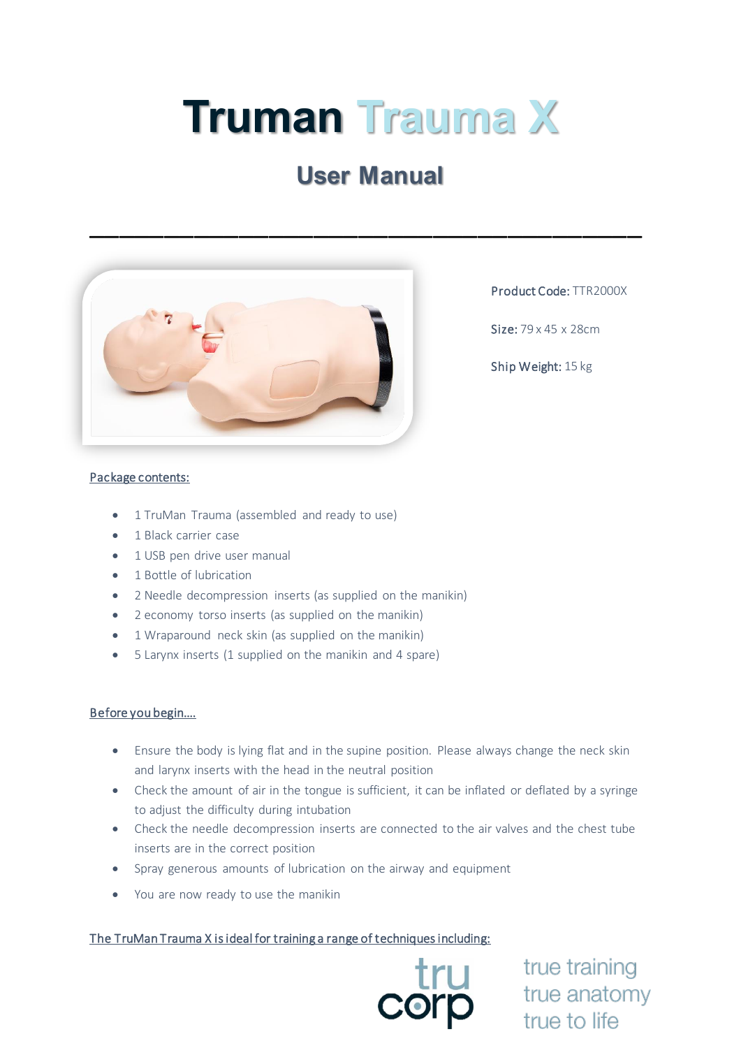# Truman Trauma X

## User Manual

---

**Product Code:** TTR2000X

**Size:** 79 x 45 x 28cm

**Ship Weight:** 15 kg

Package contents:

- 1 TruMan Trauma (assembled and ready to use)
- 1 Black carrier case
- 1 USB pen drive user manual
- 1 Bottle of lubrication
- 2 Needle decompression inserts (as supplied on the manikin)
- 2 economy torso inserts (as supplied on the manikin)
- 1 Wraparound neck skin (as supplied on the manikin)
- 5 Larynx inserts (1 supplied on the manikin and 4 spare)

Before you begin….

- Ensure the body is lying flat and in the supine position. Please always change the neck skin and larynx inserts with the head in the neutral position
- Check the amount of air in the tongue is sufficient, it can be inflated or deflated by a syringe to adjust the difficulty during intubation
- Check the needle decompression inserts are connected to the air valves and the chest tube inserts are in the correct position
- Spray generous amounts of lubrication on the airway and equipment
- You are now ready to use the manikin

The TruMan Trauma X is ideal for training a range of techniques including:

tru corp

true training
true anatomy
true to life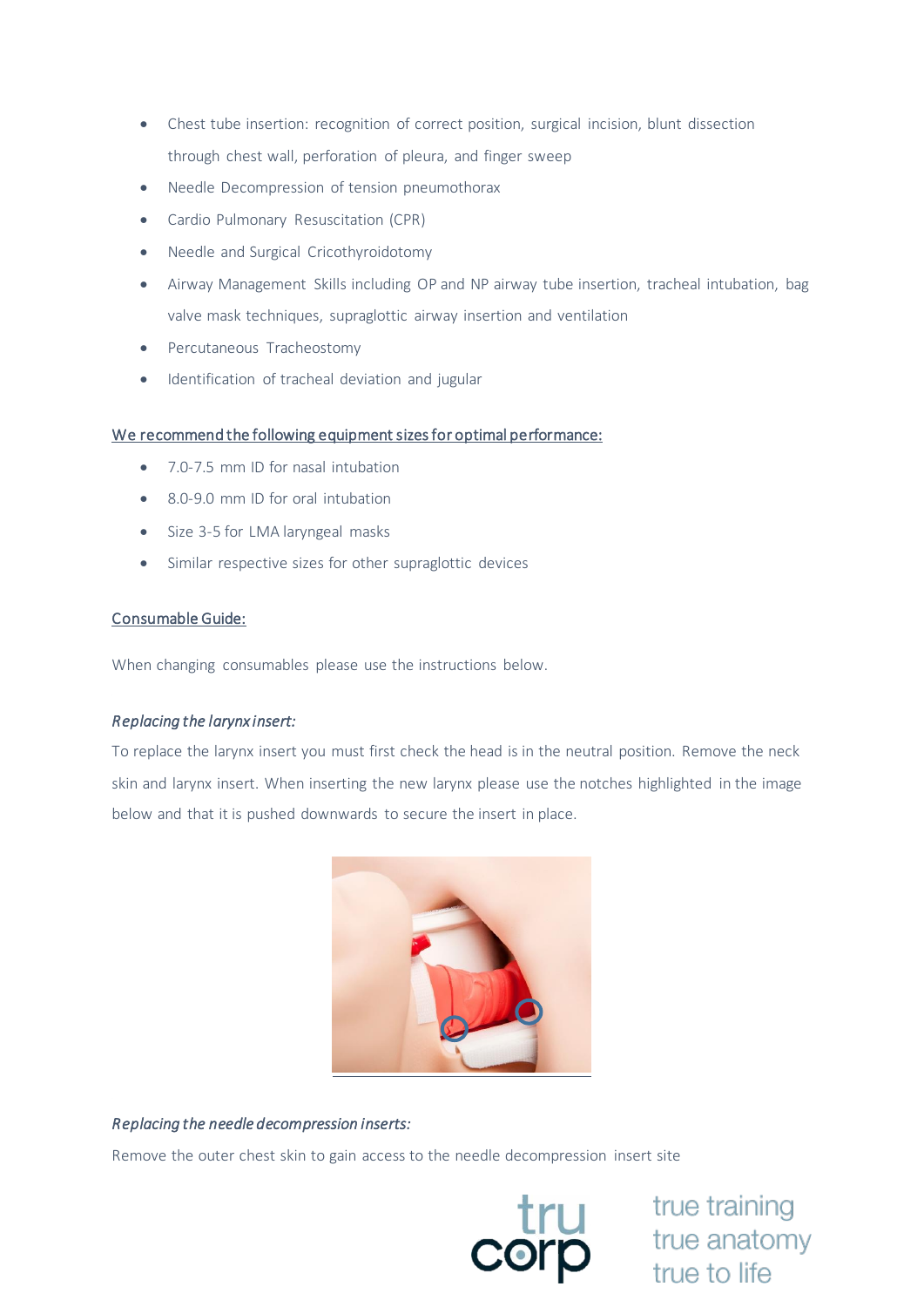- Chest tube insertion: recognition of correct position, surgical incision, blunt dissection through chest wall, perforation of pleura, and finger sweep
- Needle Decompression of tension pneumothorax
- Cardio Pulmonary Resuscitation (CPR)
- Needle and Surgical Cricothyroidotomy
- Airway Management Skills including OP and NP airway tube insertion, tracheal intubation, bag valve mask techniques, supraglottic airway insertion and ventilation
- Percutaneous Tracheostomy
- Identification of tracheal deviation and jugular

<u>We recommend the following equipment sizes for optimal performance:</u>

- 7.0-7.5 mm ID for nasal intubation
- 8.0-9.0 mm ID for oral intubation
- Size 3-5 for LMA laryngeal masks
- Similar respective sizes for other supraglottic devices

<u>Consumable Guide:</u>

When changing consumables please use the instructions below.

*Replacing the larynx insert:*

To replace the larynx insert you must first check the head is in the neutral position. Remove the neck skin and larynx insert. When inserting the new larynx please use the notches highlighted in the image below and that it is pushed downwards to secure the insert in place.

*Replacing the needle decompression inserts:*

Remove the outer chest skin to gain access to the needle decompression insert site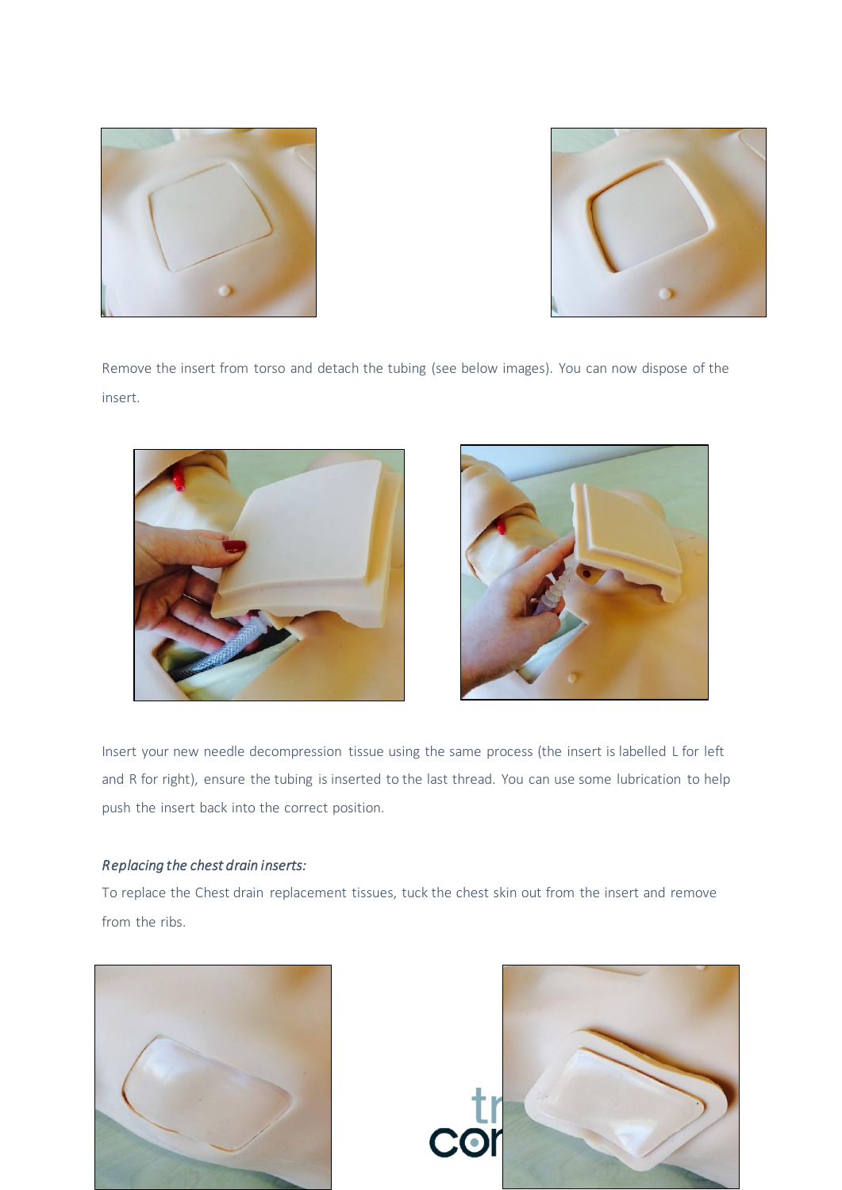Remove the insert from torso and detach the tubing (see below images). You can now dispose of the insert.

Insert your new needle decompression tissue using the same process (the insert is labelled L for left and R for right), ensure the tubing is inserted to the last thread. You can use some lubrication to help push the insert back into the correct position.

*Replacing the chest drain inserts:*

To replace the Chest drain replacement tissues, tuck the chest skin out from the insert and remove from the ribs.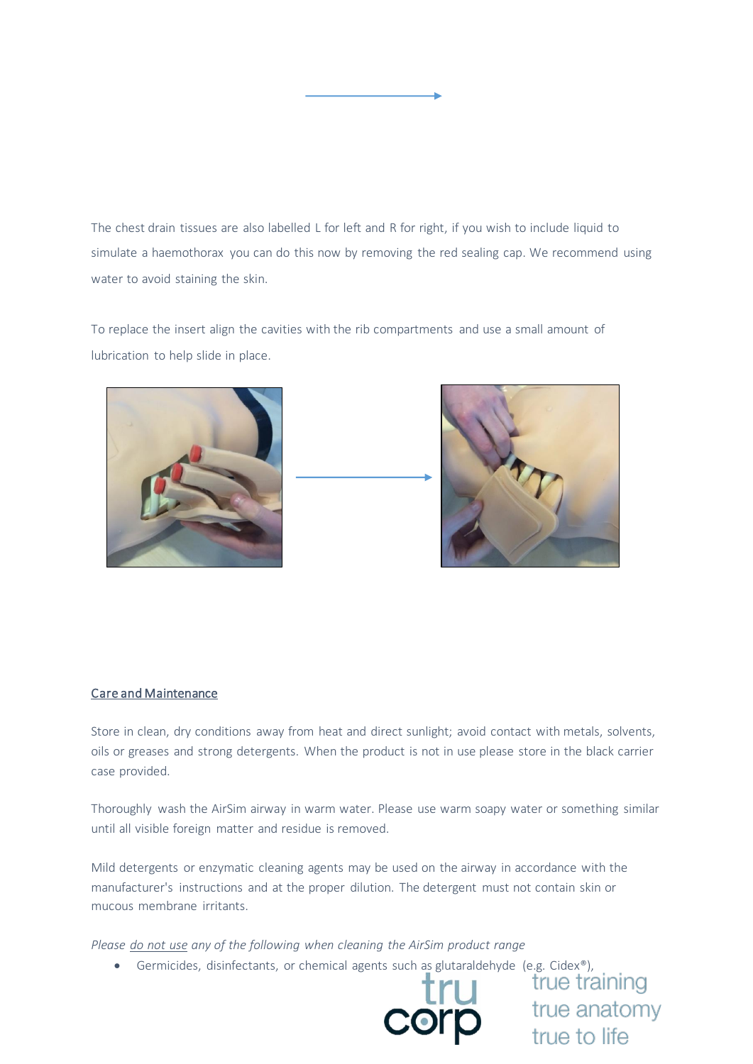The chest drain tissues are also labelled L for left and R for right, if you wish to include liquid to simulate a haemothorax you can do this now by removing the red sealing cap. We recommend using water to avoid staining the skin.

To replace the insert align the cavities with the rib compartments and use a small amount of lubrication to help slide in place.

## Care and Maintenance

Store in clean, dry conditions away from heat and direct sunlight; avoid contact with metals, solvents, oils or greases and strong detergents. When the product is not in use please store in the black carrier case provided.

Thoroughly wash the AirSim airway in warm water. Please use warm soapy water or something similar until all visible foreign matter and residue is removed.

Mild detergents or enzymatic cleaning agents may be used on the airway in accordance with the manufacturer's instructions and at the proper dilution. The detergent must not contain skin or mucous membrane irritants.

*Please do not use any of the following when cleaning the AirSim product range*

- Germicides, disinfectants, or chemical agents such as glutaraldehyde (e.g. Cidex®),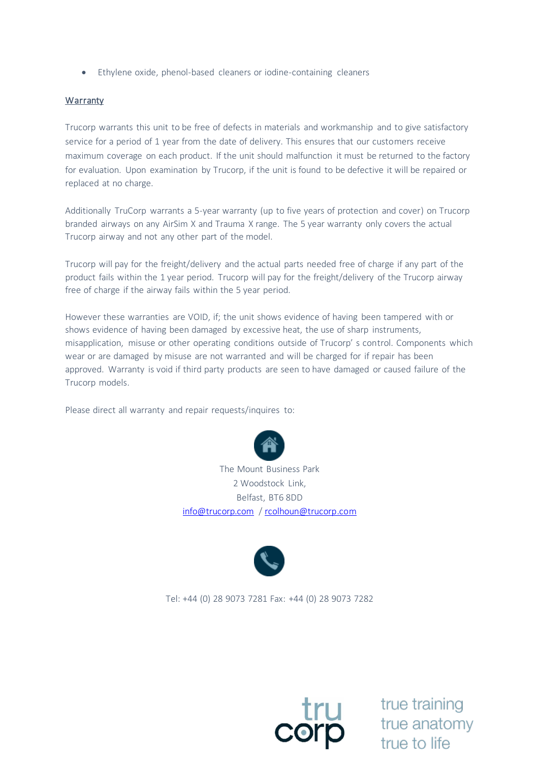- Ethylene oxide, phenol-based cleaners or iodine-containing cleaners

## Warranty

Trucorp warrants this unit to be free of defects in materials and workmanship and to give satisfactory service for a period of 1 year from the date of delivery. This ensures that our customers receive maximum coverage on each product. If the unit should malfunction it must be returned to the factory for evaluation. Upon examination by Trucorp, if the unit is found to be defective it will be repaired or replaced at no charge.

Additionally TruCorp warrants a 5-year warranty (up to five years of protection and cover) on Trucorp branded airways on any AirSim X and Trauma X range. The 5 year warranty only covers the actual Trucorp airway and not any other part of the model.

Trucorp will pay for the freight/delivery and the actual parts needed free of charge if any part of the product fails within the 1 year period. Trucorp will pay for the freight/delivery of the Trucorp airway free of charge if the airway fails within the 5 year period.

However these warranties are VOID, if; the unit shows evidence of having been tampered with or shows evidence of having been damaged by excessive heat, the use of sharp instruments, misapplication, misuse or other operating conditions outside of Trucorp' s control. Components which wear or are damaged by misuse are not warranted and will be charged for if repair has been approved. Warranty is void if third party products are seen to have damaged or caused failure of the Trucorp models.

Please direct all warranty and repair requests/inquires to:

The Mount Business Park
2 Woodstock Link,
Belfast, BT6 8DD
info@trucorp.com / rcolhoun@trucorp.com

Tel: +44 (0) 28 9073 7281 Fax: +44 (0) 28 9073 7282

tru corp

true training
true anatomy
true to life